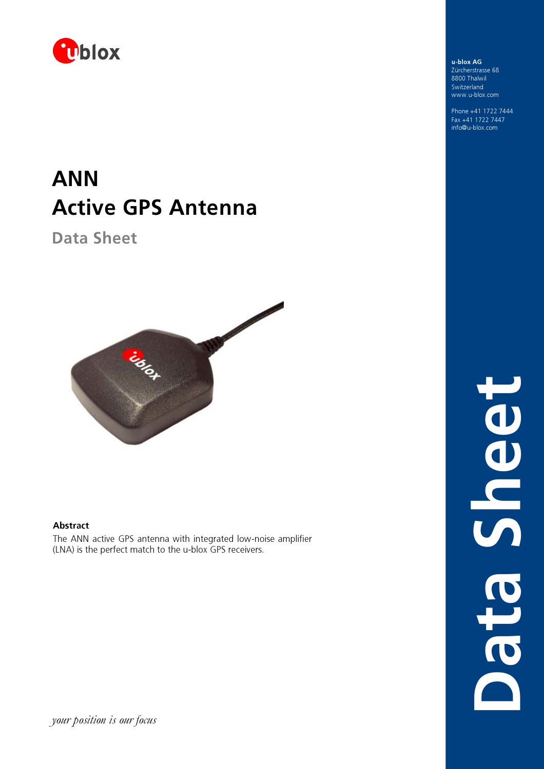u-blox AG
Zürcherstrasse 68
8800 Thalwil
Switzerland
www.u-blox.com

Phone +41 1722 7444
Fax +41 1722 7447
info@u-blox.com

# ANN
# Active GPS Antenna

## Data Sheet

**Abstract**

The ANN active GPS antenna with integrated low-noise amplifier (LNA) is the perfect match to the u-blox GPS receivers.

*your position is our focus*

Data Sheet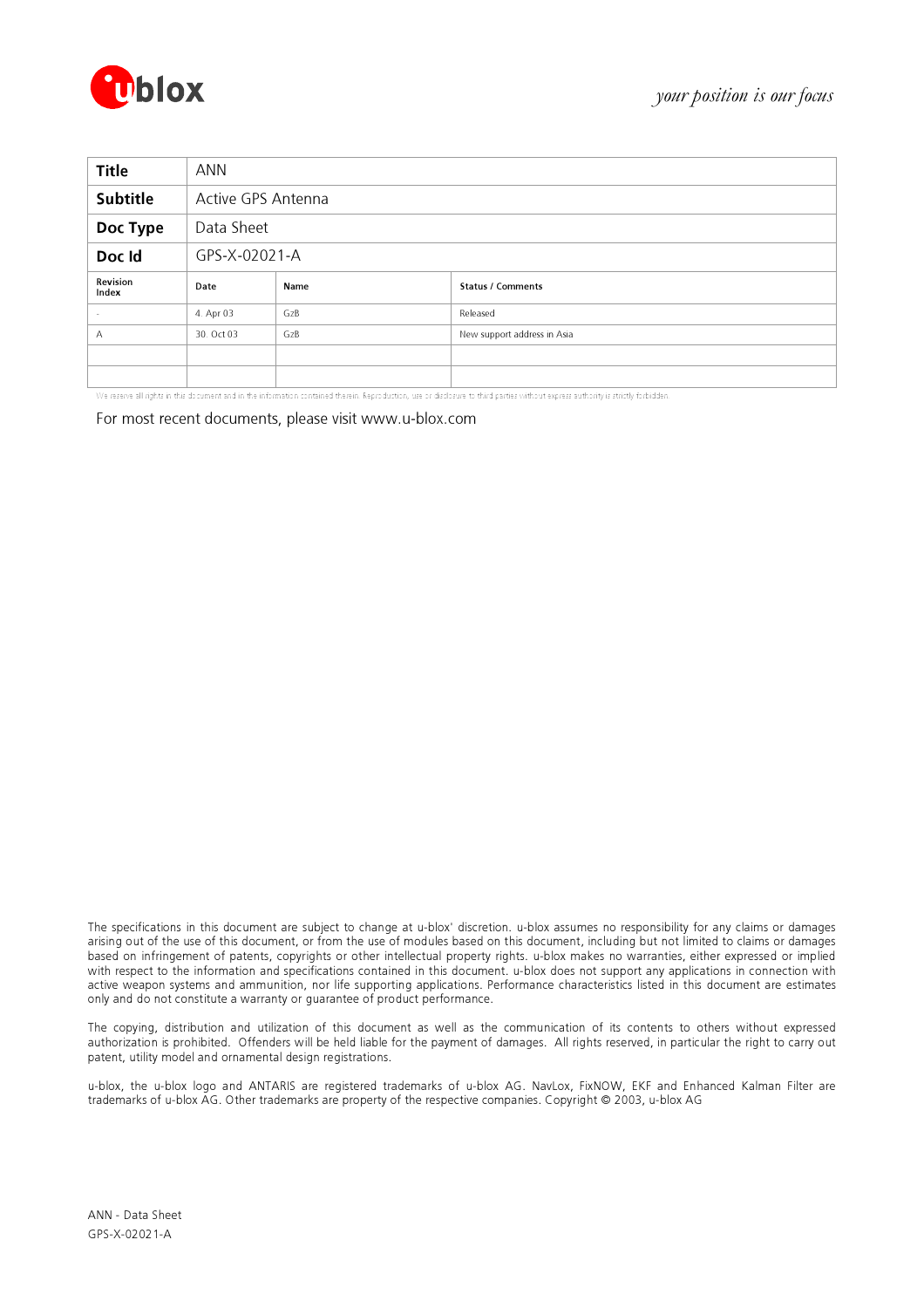| Title | ANN | | |
|---|---|---|---|
| Subtitle | Active GPS Antenna | | |
| Doc Type | Data Sheet | | |
| Doc Id | GPS-X-02021-A | | |
| Revision Index | Date | Name | Status / Comments |
| - | 4. Apr 03 | GzB | Released |
| A | 30. Oct 03 | GzB | New support address in Asia |
| | | | |
| | | | |

We reserve all rights in this document and in the information contained therein. Reproduction, use or disclosure to third parties without express authority is strictly forbidden.

For most recent documents, please visit www.u-blox.com

The specifications in this document are subject to change at u-blox' discretion. u-blox assumes no responsibility for any claims or damages arising out of the use of this document, or from the use of modules based on this document, including but not limited to claims or damages based on infringement of patents, copyrights or other intellectual property rights. u-blox makes no warranties, either expressed or implied with respect to the information and specifications contained in this document. u-blox does not support any applications in connection with active weapon systems and ammunition, nor life supporting applications. Performance characteristics listed in this document are estimates only and do not constitute a warranty or guarantee of product performance.

The copying, distribution and utilization of this document as well as the communication of its contents to others without expressed authorization is prohibited. Offenders will be held liable for the payment of damages. All rights reserved, in particular the right to carry out patent, utility model and ornamental design registrations.

u-blox, the u-blox logo and ANTARIS are registered trademarks of u-blox AG. NavLox, FixNOW, EKF and Enhanced Kalman Filter are trademarks of u-blox AG. Other trademarks are property of the respective companies. Copyright © 2003, u-blox AG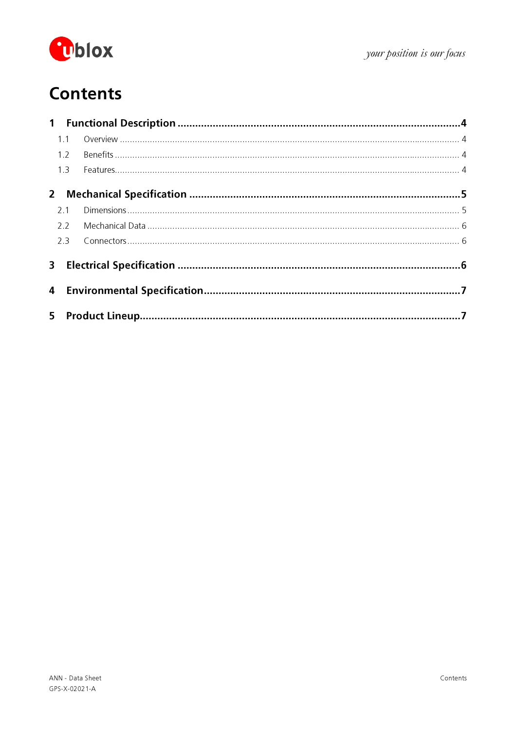# Contents

**1 Functional Description ..................................................................................................4**

- 1.1 Overview ........................................................................................................................ 4
- 1.2 Benefits .......................................................................................................................... 4
- 1.3 Features.......................................................................................................................... 4

**2 Mechanical Specification ................................................................................................5**

- 2.1 Dimensions .................................................................................................................... 5
- 2.2 Mechanical Data ............................................................................................................ 6
- 2.3 Connectors .................................................................................................................... 6

**3 Electrical Specification ...................................................................................................6**

**4 Environmental Specification..........................................................................................7**

**5 Product Lineup................................................................................................................7**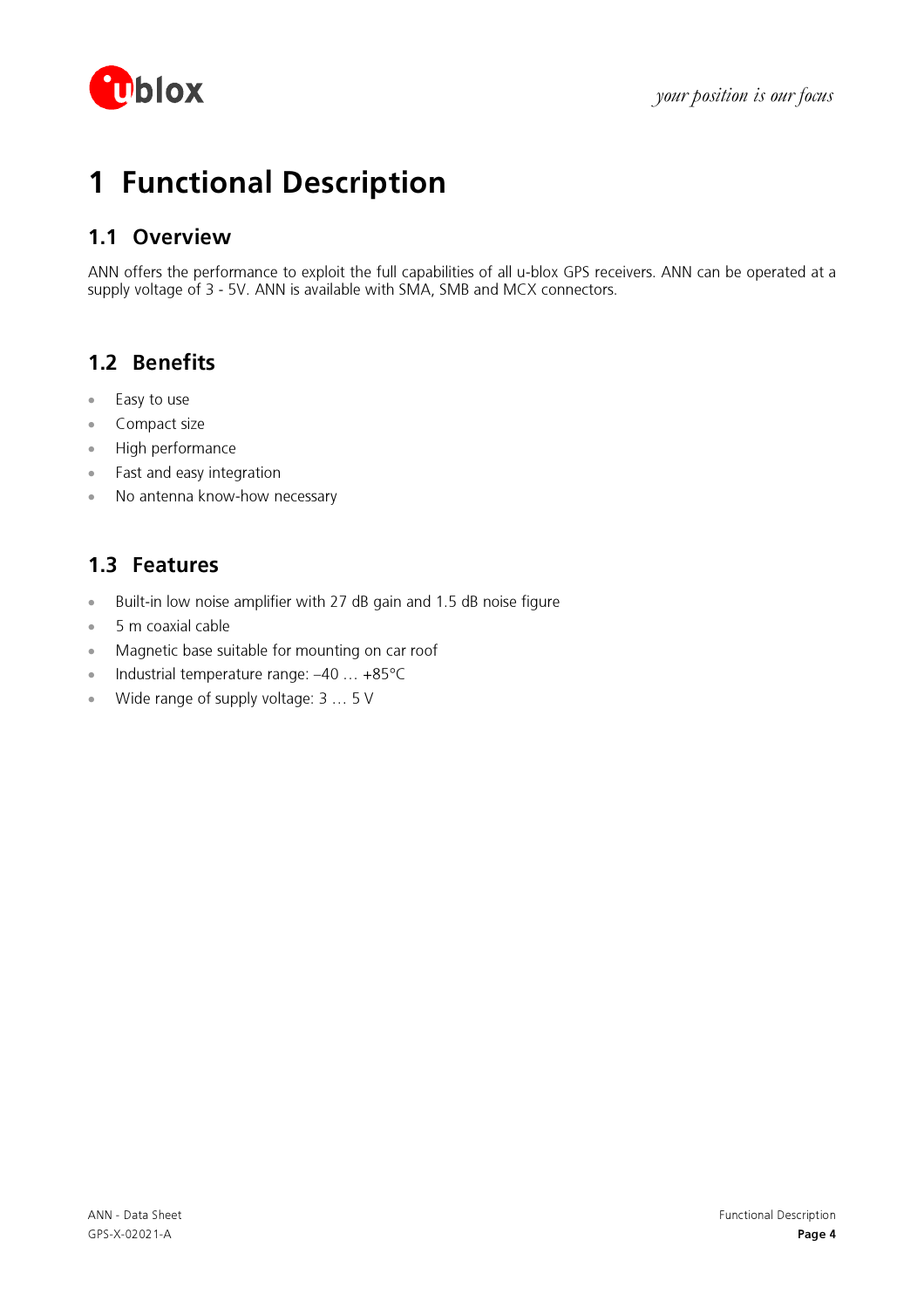# 1 Functional Description

## 1.1 Overview

ANN offers the performance to exploit the full capabilities of all u-blox GPS receivers. ANN can be operated at a supply voltage of 3 - 5V. ANN is available with SMA, SMB and MCX connectors.

## 1.2 Benefits

- Easy to use
- Compact size
- High performance
- Fast and easy integration
- No antenna know-how necessary

## 1.3 Features

- Built-in low noise amplifier with 27 dB gain and 1.5 dB noise figure
- 5 m coaxial cable
- Magnetic base suitable for mounting on car roof
- Industrial temperature range: –40 … +85°C
- Wide range of supply voltage: 3 … 5 V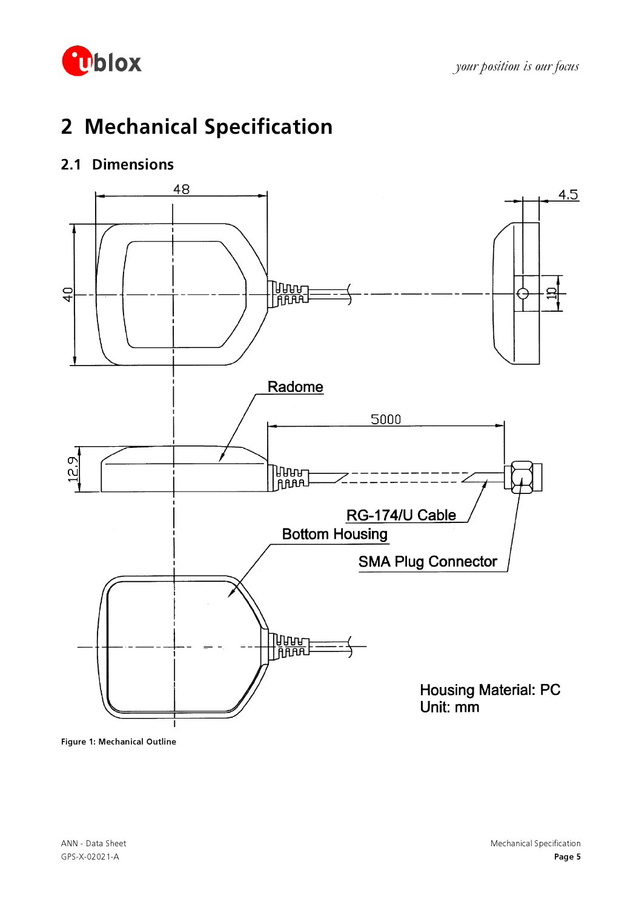# 2 Mechanical Specification

## 2.1 Dimensions

48

4.5

40

10

Radome

5000

12.9

RG-174/U Cable

Bottom Housing

SMA Plug Connector

Housing Material: PC
Unit: mm

**Figure 1: Mechanical Outline**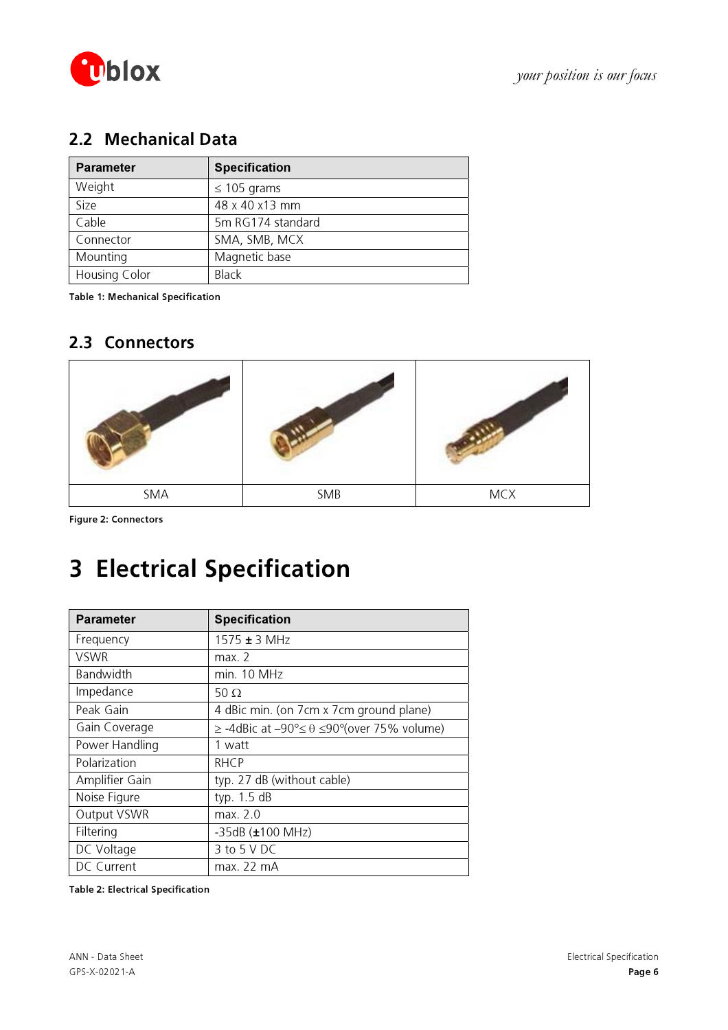## 2.2 Mechanical Data

| Parameter | Specification |
|---|---|
| Weight | ≤ 105 grams |
| Size | 48 x 40 x13 mm |
| Cable | 5m RG174 standard |
| Connector | SMA, SMB, MCX |
| Mounting | Magnetic base |
| Housing Color | Black |

**Table 1: Mechanical Specification**

## 2.3 Connectors

| SMA | SMB | MCX |
|---|---|---|

**Figure 2: Connectors**

# 3 Electrical Specification

| Parameter | Specification |
|---|---|
| Frequency | 1575 ± 3 MHz |
| VSWR | max. 2 |
| Bandwidth | min. 10 MHz |
| Impedance | 50 Ω |
| Peak Gain | 4 dBic min. (on 7cm x 7cm ground plane) |
| Gain Coverage | ≥ -4dBic at $-90° \leq \theta \leq 90°$(over 75% volume) |
| Power Handling | 1 watt |
| Polarization | RHCP |
| Amplifier Gain | typ. 27 dB (without cable) |
| Noise Figure | typ. 1.5 dB |
| Output VSWR | max. 2.0 |
| Filtering | -35dB (±100 MHz) |
| DC Voltage | 3 to 5 V DC |
| DC Current | max. 22 mA |

**Table 2: Electrical Specification**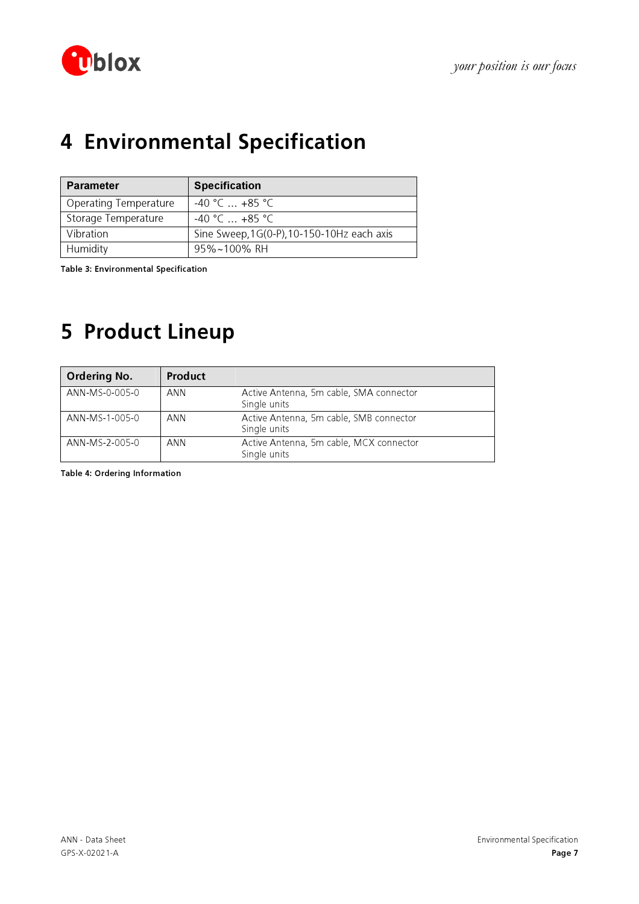# 4 Environmental Specification

| Parameter | Specification |
|---|---|
| Operating Temperature | -40 °C … +85 °C |
| Storage Temperature | -40 °C … +85 °C |
| Vibration | Sine Sweep,1G(0-P),10-150-10Hz each axis |
| Humidity | 95%~100% RH |

**Table 3: Environmental Specification**

# 5 Product Lineup

| Ordering No. | Product | |
|---|---|---|
| ANN-MS-0-005-0 | ANN | Active Antenna, 5m cable, SMA connector<br>Single units |
| ANN-MS-1-005-0 | ANN | Active Antenna, 5m cable, SMB connector<br>Single units |
| ANN-MS-2-005-0 | ANN | Active Antenna, 5m cable, MCX connector<br>Single units |

**Table 4: Ordering Information**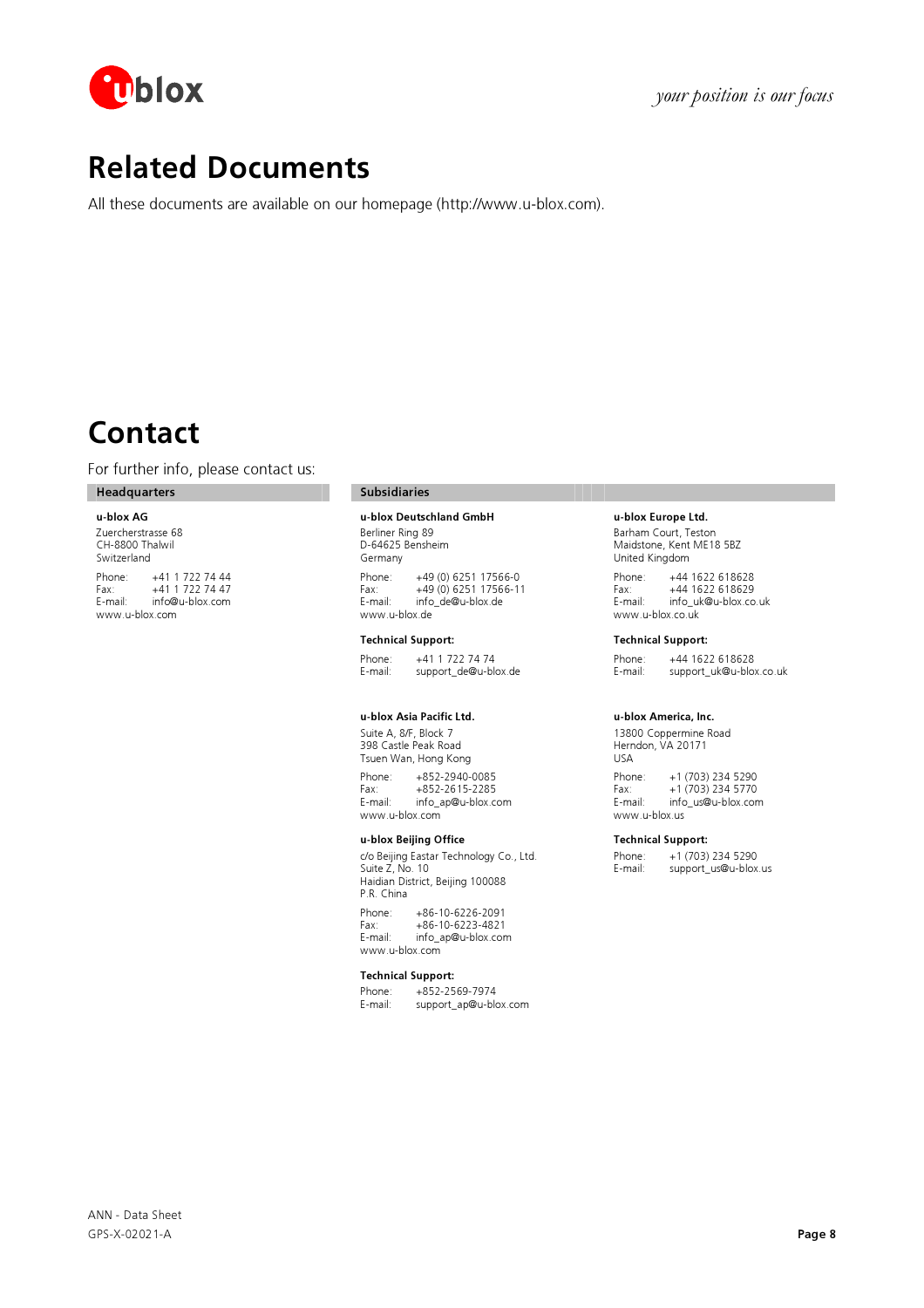# Related Documents

All these documents are available on our homepage (http://www.u-blox.com).

# Contact

For further info, please contact us:

## Headquarters

**u-blox AG**
Zuercherstrasse 68
CH-8800 Thalwil
Switzerland

Phone: +41 1 722 74 44
Fax: +41 1 722 74 47
E-mail: info@u-blox.com
www.u-blox.com

## Subsidiaries

**u-blox Deutschland GmbH**
Berliner Ring 89
D-64625 Bensheim
Germany

Phone: +49 (0) 6251 17566-0
Fax: +49 (0) 6251 17566-11
E-mail: info_de@u-blox.de
www.u-blox.de

**Technical Support:**

Phone: +41 1 722 74 74
E-mail: support_de@u-blox.de

**u-blox Europe Ltd.**
Barham Court, Teston
Maidstone, Kent ME18 5BZ
United Kingdom

Phone: +44 1622 618628
Fax: +44 1622 618629
E-mail: info_uk@u-blox.co.uk
www.u-blox.co.uk

**Technical Support:**

Phone: +44 1622 618628
E-mail: support_uk@u-blox.co.uk

**u-blox Asia Pacific Ltd.**
Suite A, 8/F, Block 7
398 Castle Peak Road
Tsuen Wan, Hong Kong

Phone: +852-2940-0085
Fax: +852-2615-2285
E-mail: info_ap@u-blox.com
www.u-blox.com

**u-blox Beijing Office**
c/o Beijing Eastar Technology Co., Ltd.
Suite Z, No. 10
Haidian District, Beijing 100088
P.R. China

Phone: +86-10-6226-2091
Fax: +86-10-6223-4821
E-mail: info_ap@u-blox.com
www.u-blox.com

**Technical Support:**

Phone: +852-2569-7974
E-mail: support_ap@u-blox.com

**u-blox America, Inc.**
13800 Coppermine Road
Herndon, VA 20171
USA

Phone: +1 (703) 234 5290
Fax: +1 (703) 234 5770
E-mail: info_us@u-blox.com
www.u-blox.us

**Technical Support:**

Phone: +1 (703) 234 5290
E-mail: support_us@u-blox.us